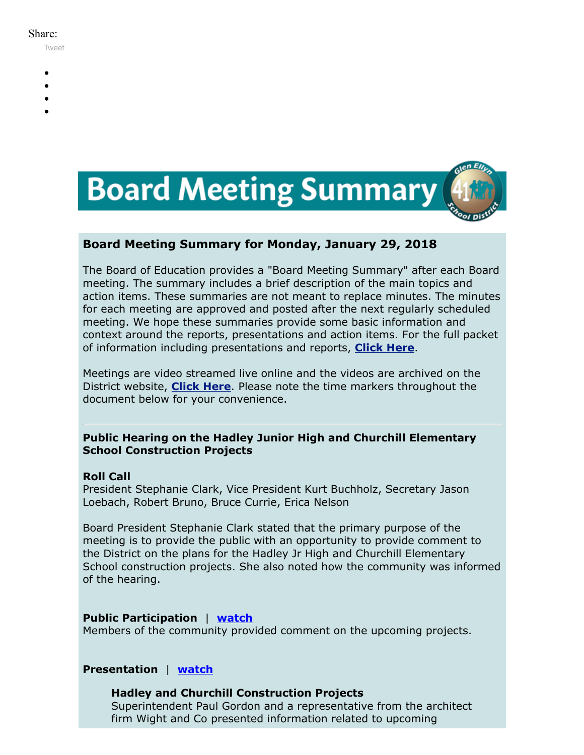Share:

Tweet

# Board Meeting Summary

## Board Meeting Summary for Monday, January 29, 2018

The Board of Education provides a "Board Meeting Summary" after each Board meeting. The summary includes a brief description of the main topics and action items. These summaries are not meant to replace minutes. The minutes for each meeting are approved and posted after the next regularly scheduled meeting. We hope these summaries provide some basic information and context around the reports, presentations and action items. For the full packet of information including presentations and reports, **Click Here**.

Meetings are video streamed live online and the videos are archived on the District website, **Click Here**. Please note the time markers throughout the document below for your convenience.

---

### Public Hearing on the Hadley Junior High and Churchill Elementary School Construction Projects

**Roll Call**
President Stephanie Clark, Vice President Kurt Buchholz, Secretary Jason Loebach, Robert Bruno, Bruce Currie, Erica Nelson

Board President Stephanie Clark stated that the primary purpose of the meeting is to provide the public with an opportunity to provide comment to the District on the plans for the Hadley Jr High and Churchill Elementary School construction projects. She also noted how the community was informed of the hearing.

**Public Participation** | **watch**
Members of the community provided comment on the upcoming projects.

**Presentation** | **watch**

**Hadley and Churchill Construction Projects**
Superintendent Paul Gordon and a representative from the architect firm Wight and Co presented information related to upcoming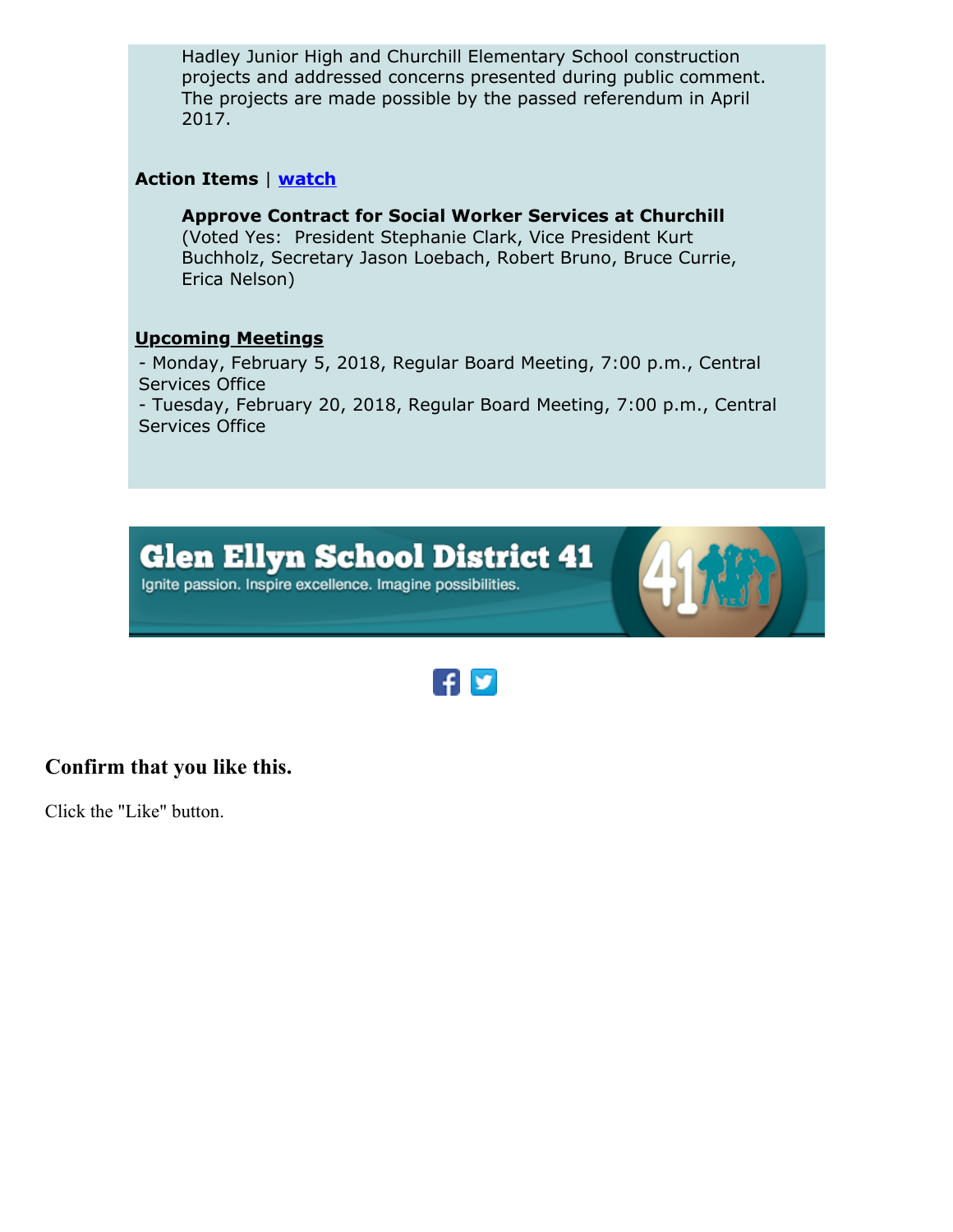Hadley Junior High and Churchill Elementary School construction projects and addressed concerns presented during public comment. The projects are made possible by the passed referendum in April 2017.

**Action Items** | **watch**

**Approve Contract for Social Worker Services at Churchill**
(Voted Yes: President Stephanie Clark, Vice President Kurt Buchholz, Secretary Jason Loebach, Robert Bruno, Bruce Currie, Erica Nelson)

**Upcoming Meetings**

- Monday, February 5, 2018, Regular Board Meeting, 7:00 p.m., Central Services Office
- Tuesday, February 20, 2018, Regular Board Meeting, 7:00 p.m., Central Services Office

Glen Ellyn School District 41
Ignite passion. Inspire excellence. Imagine possibilities.

### Confirm that you like this.

Click the "Like" button.